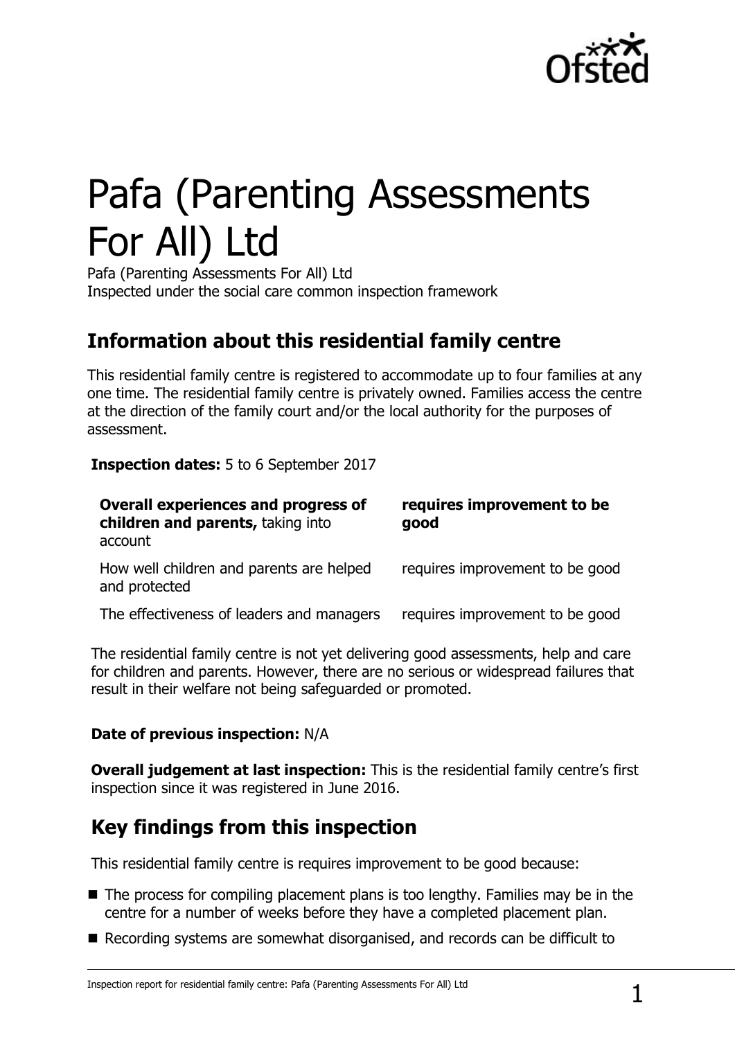# Pafa (Parenting Assessments For All) Ltd

Pafa (Parenting Assessments For All) Ltd
Inspected under the social care common inspection framework

## Information about this residential family centre

This residential family centre is registered to accommodate up to four families at any one time. The residential family centre is privately owned. Families access the centre at the direction of the family court and/or the local authority for the purposes of assessment.

**Inspection dates:** 5 to 6 September 2017

| | |
|---|---|
| **Overall experiences and progress of children and parents,** taking into account | **requires improvement to be good** |
| How well children and parents are helped and protected | requires improvement to be good |
| The effectiveness of leaders and managers | requires improvement to be good |

The residential family centre is not yet delivering good assessments, help and care for children and parents. However, there are no serious or widespread failures that result in their welfare not being safeguarded or promoted.

**Date of previous inspection:** N/A

**Overall judgement at last inspection:** This is the residential family centre's first inspection since it was registered in June 2016.

## Key findings from this inspection

This residential family centre is requires improvement to be good because:

- The process for compiling placement plans is too lengthy. Families may be in the centre for a number of weeks before they have a completed placement plan.
- Recording systems are somewhat disorganised, and records can be difficult to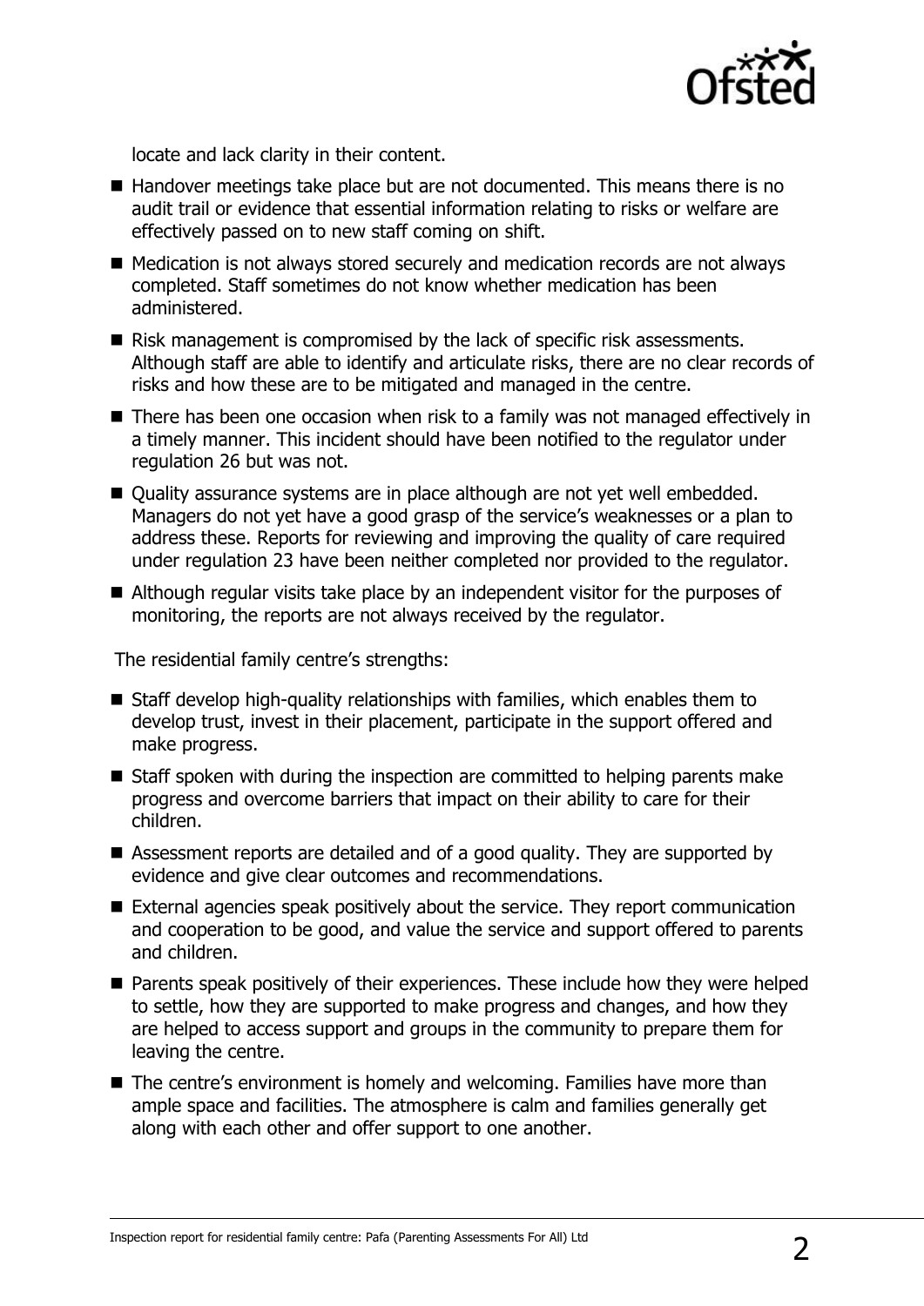locate and lack clarity in their content.

- Handover meetings take place but are not documented. This means there is no audit trail or evidence that essential information relating to risks or welfare are effectively passed on to new staff coming on shift.
- Medication is not always stored securely and medication records are not always completed. Staff sometimes do not know whether medication has been administered.
- Risk management is compromised by the lack of specific risk assessments. Although staff are able to identify and articulate risks, there are no clear records of risks and how these are to be mitigated and managed in the centre.
- There has been one occasion when risk to a family was not managed effectively in a timely manner. This incident should have been notified to the regulator under regulation 26 but was not.
- Quality assurance systems are in place although are not yet well embedded. Managers do not yet have a good grasp of the service's weaknesses or a plan to address these. Reports for reviewing and improving the quality of care required under regulation 23 have been neither completed nor provided to the regulator.
- Although regular visits take place by an independent visitor for the purposes of monitoring, the reports are not always received by the regulator.

The residential family centre's strengths:

- Staff develop high-quality relationships with families, which enables them to develop trust, invest in their placement, participate in the support offered and make progress.
- Staff spoken with during the inspection are committed to helping parents make progress and overcome barriers that impact on their ability to care for their children.
- Assessment reports are detailed and of a good quality. They are supported by evidence and give clear outcomes and recommendations.
- External agencies speak positively about the service. They report communication and cooperation to be good, and value the service and support offered to parents and children.
- Parents speak positively of their experiences. These include how they were helped to settle, how they are supported to make progress and changes, and how they are helped to access support and groups in the community to prepare them for leaving the centre.
- The centre's environment is homely and welcoming. Families have more than ample space and facilities. The atmosphere is calm and families generally get along with each other and offer support to one another.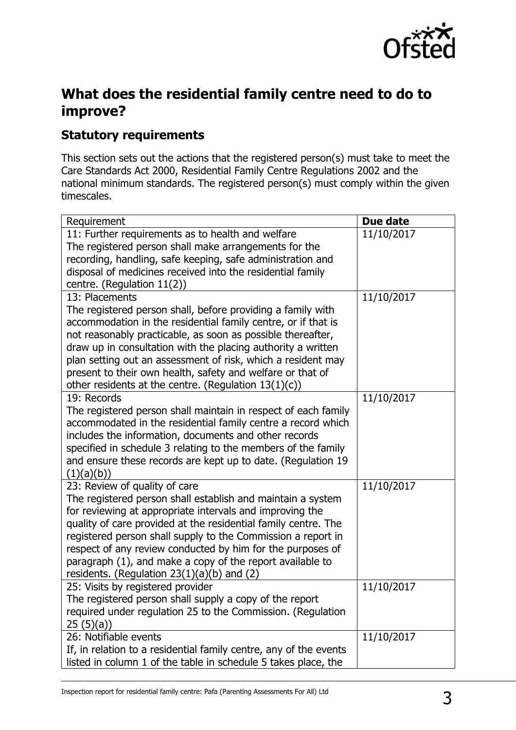## What does the residential family centre need to do to improve?

### Statutory requirements

This section sets out the actions that the registered person(s) must take to meet the Care Standards Act 2000, Residential Family Centre Regulations 2002 and the national minimum standards. The registered person(s) must comply within the given timescales.

| Requirement | Due date |
|---|---|
| 11: Further requirements as to health and welfare<br>The registered person shall make arrangements for the recording, handling, safe keeping, safe administration and disposal of medicines received into the residential family centre. (Regulation 11(2)) | 11/10/2017 |
| 13: Placements<br>The registered person shall, before providing a family with accommodation in the residential family centre, or if that is not reasonably practicable, as soon as possible thereafter, draw up in consultation with the placing authority a written plan setting out an assessment of risk, which a resident may present to their own health, safety and welfare or that of other residents at the centre. (Regulation 13(1)(c)) | 11/10/2017 |
| 19: Records<br>The registered person shall maintain in respect of each family accommodated in the residential family centre a record which includes the information, documents and other records specified in schedule 3 relating to the members of the family and ensure these records are kept up to date. (Regulation 19 (1)(a)(b)) | 11/10/2017 |
| 23: Review of quality of care<br>The registered person shall establish and maintain a system for reviewing at appropriate intervals and improving the quality of care provided at the residential family centre. The registered person shall supply to the Commission a report in respect of any review conducted by him for the purposes of paragraph (1), and make a copy of the report available to residents. (Regulation 23(1)(a)(b) and (2) | 11/10/2017 |
| 25: Visits by registered provider<br>The registered person shall supply a copy of the report required under regulation 25 to the Commission. (Regulation 25 (5)(a)) | 11/10/2017 |
| 26: Notifiable events<br>If, in relation to a residential family centre, any of the events listed in column 1 of the table in schedule 5 takes place, the | 11/10/2017 |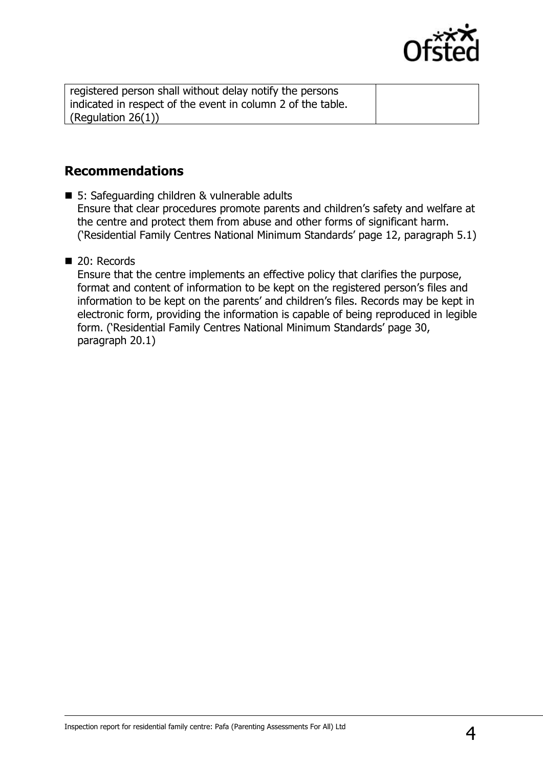| registered person shall without delay notify the persons indicated in respect of the event in column 2 of the table. (Regulation 26(1)) | |
|---|---|

## Recommendations

- 5: Safeguarding children & vulnerable adults
  Ensure that clear procedures promote parents and children's safety and welfare at the centre and protect them from abuse and other forms of significant harm. ('Residential Family Centres National Minimum Standards' page 12, paragraph 5.1)

- 20: Records
  Ensure that the centre implements an effective policy that clarifies the purpose, format and content of information to be kept on the registered person's files and information to be kept on the parents' and children's files. Records may be kept in electronic form, providing the information is capable of being reproduced in legible form. ('Residential Family Centres National Minimum Standards' page 30, paragraph 20.1)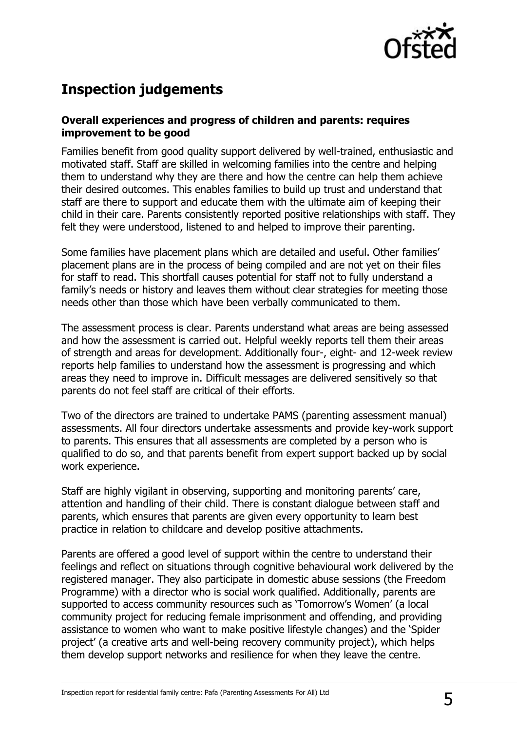## Inspection judgements

### Overall experiences and progress of children and parents: requires improvement to be good

Families benefit from good quality support delivered by well-trained, enthusiastic and motivated staff. Staff are skilled in welcoming families into the centre and helping them to understand why they are there and how the centre can help them achieve their desired outcomes. This enables families to build up trust and understand that staff are there to support and educate them with the ultimate aim of keeping their child in their care. Parents consistently reported positive relationships with staff. They felt they were understood, listened to and helped to improve their parenting.

Some families have placement plans which are detailed and useful. Other families' placement plans are in the process of being compiled and are not yet on their files for staff to read. This shortfall causes potential for staff not to fully understand a family's needs or history and leaves them without clear strategies for meeting those needs other than those which have been verbally communicated to them.

The assessment process is clear. Parents understand what areas are being assessed and how the assessment is carried out. Helpful weekly reports tell them their areas of strength and areas for development. Additionally four-, eight- and 12-week review reports help families to understand how the assessment is progressing and which areas they need to improve in. Difficult messages are delivered sensitively so that parents do not feel staff are critical of their efforts.

Two of the directors are trained to undertake PAMS (parenting assessment manual) assessments. All four directors undertake assessments and provide key-work support to parents. This ensures that all assessments are completed by a person who is qualified to do so, and that parents benefit from expert support backed up by social work experience.

Staff are highly vigilant in observing, supporting and monitoring parents' care, attention and handling of their child. There is constant dialogue between staff and parents, which ensures that parents are given every opportunity to learn best practice in relation to childcare and develop positive attachments.

Parents are offered a good level of support within the centre to understand their feelings and reflect on situations through cognitive behavioural work delivered by the registered manager. They also participate in domestic abuse sessions (the Freedom Programme) with a director who is social work qualified. Additionally, parents are supported to access community resources such as 'Tomorrow's Women' (a local community project for reducing female imprisonment and offending, and providing assistance to women who want to make positive lifestyle changes) and the 'Spider project' (a creative arts and well-being recovery community project), which helps them develop support networks and resilience for when they leave the centre.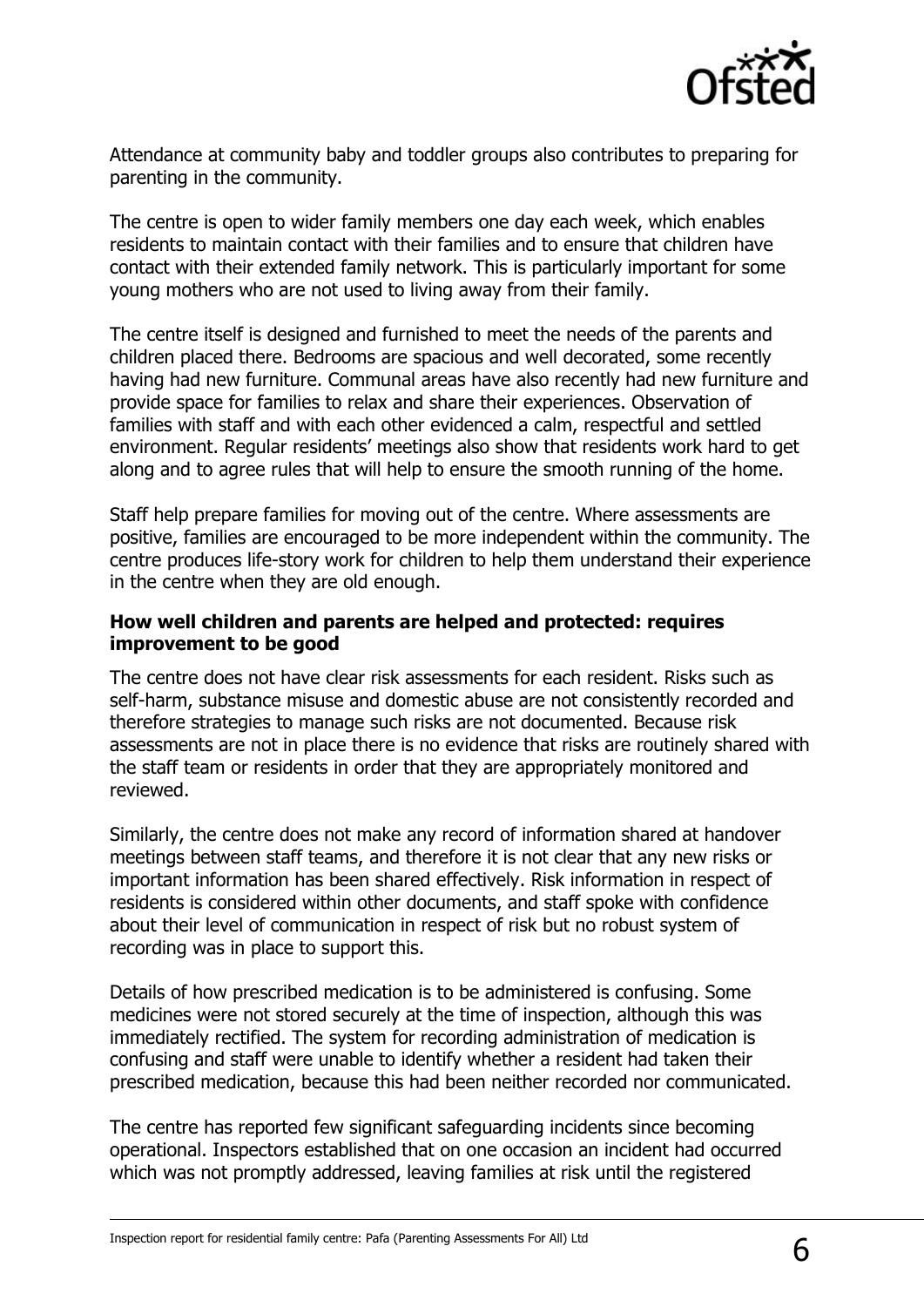Attendance at community baby and toddler groups also contributes to preparing for parenting in the community.

The centre is open to wider family members one day each week, which enables residents to maintain contact with their families and to ensure that children have contact with their extended family network. This is particularly important for some young mothers who are not used to living away from their family.

The centre itself is designed and furnished to meet the needs of the parents and children placed there. Bedrooms are spacious and well decorated, some recently having had new furniture. Communal areas have also recently had new furniture and provide space for families to relax and share their experiences. Observation of families with staff and with each other evidenced a calm, respectful and settled environment. Regular residents' meetings also show that residents work hard to get along and to agree rules that will help to ensure the smooth running of the home.

Staff help prepare families for moving out of the centre. Where assessments are positive, families are encouraged to be more independent within the community. The centre produces life-story work for children to help them understand their experience in the centre when they are old enough.

**How well children and parents are helped and protected: requires improvement to be good**

The centre does not have clear risk assessments for each resident. Risks such as self-harm, substance misuse and domestic abuse are not consistently recorded and therefore strategies to manage such risks are not documented. Because risk assessments are not in place there is no evidence that risks are routinely shared with the staff team or residents in order that they are appropriately monitored and reviewed.

Similarly, the centre does not make any record of information shared at handover meetings between staff teams, and therefore it is not clear that any new risks or important information has been shared effectively. Risk information in respect of residents is considered within other documents, and staff spoke with confidence about their level of communication in respect of risk but no robust system of recording was in place to support this.

Details of how prescribed medication is to be administered is confusing. Some medicines were not stored securely at the time of inspection, although this was immediately rectified. The system for recording administration of medication is confusing and staff were unable to identify whether a resident had taken their prescribed medication, because this had been neither recorded nor communicated.

The centre has reported few significant safeguarding incidents since becoming operational. Inspectors established that on one occasion an incident had occurred which was not promptly addressed, leaving families at risk until the registered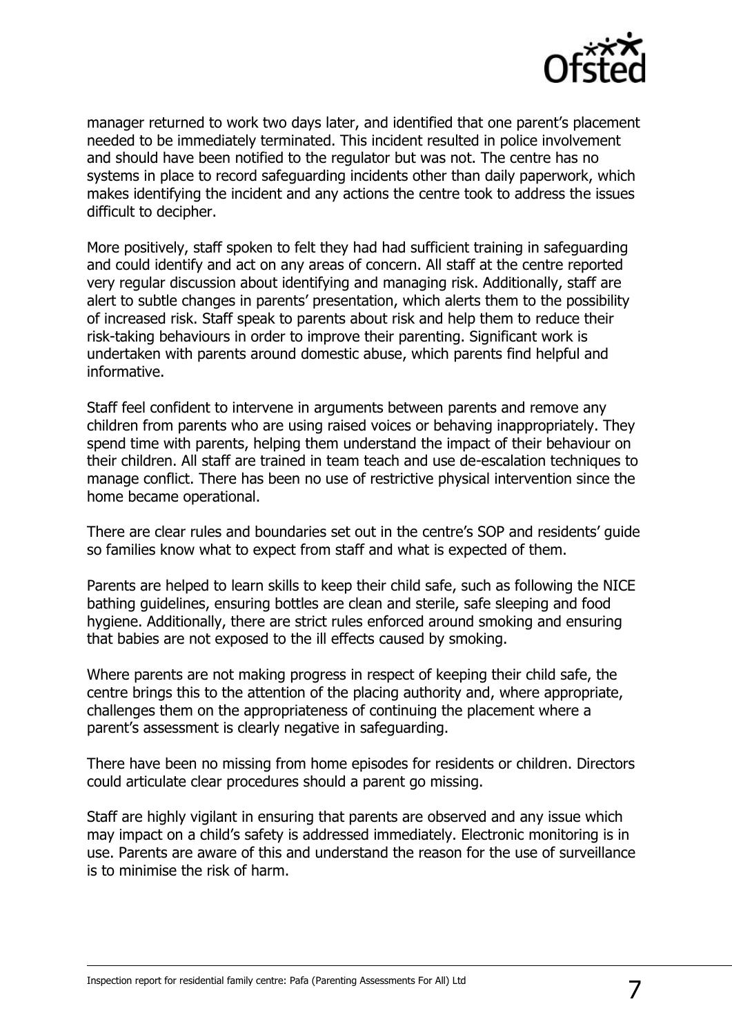manager returned to work two days later, and identified that one parent's placement needed to be immediately terminated. This incident resulted in police involvement and should have been notified to the regulator but was not. The centre has no systems in place to record safeguarding incidents other than daily paperwork, which makes identifying the incident and any actions the centre took to address the issues difficult to decipher.

More positively, staff spoken to felt they had had sufficient training in safeguarding and could identify and act on any areas of concern. All staff at the centre reported very regular discussion about identifying and managing risk. Additionally, staff are alert to subtle changes in parents' presentation, which alerts them to the possibility of increased risk. Staff speak to parents about risk and help them to reduce their risk-taking behaviours in order to improve their parenting. Significant work is undertaken with parents around domestic abuse, which parents find helpful and informative.

Staff feel confident to intervene in arguments between parents and remove any children from parents who are using raised voices or behaving inappropriately. They spend time with parents, helping them understand the impact of their behaviour on their children. All staff are trained in team teach and use de-escalation techniques to manage conflict. There has been no use of restrictive physical intervention since the home became operational.

There are clear rules and boundaries set out in the centre's SOP and residents' guide so families know what to expect from staff and what is expected of them.

Parents are helped to learn skills to keep their child safe, such as following the NICE bathing guidelines, ensuring bottles are clean and sterile, safe sleeping and food hygiene. Additionally, there are strict rules enforced around smoking and ensuring that babies are not exposed to the ill effects caused by smoking.

Where parents are not making progress in respect of keeping their child safe, the centre brings this to the attention of the placing authority and, where appropriate, challenges them on the appropriateness of continuing the placement where a parent's assessment is clearly negative in safeguarding.

There have been no missing from home episodes for residents or children. Directors could articulate clear procedures should a parent go missing.

Staff are highly vigilant in ensuring that parents are observed and any issue which may impact on a child's safety is addressed immediately. Electronic monitoring is in use. Parents are aware of this and understand the reason for the use of surveillance is to minimise the risk of harm.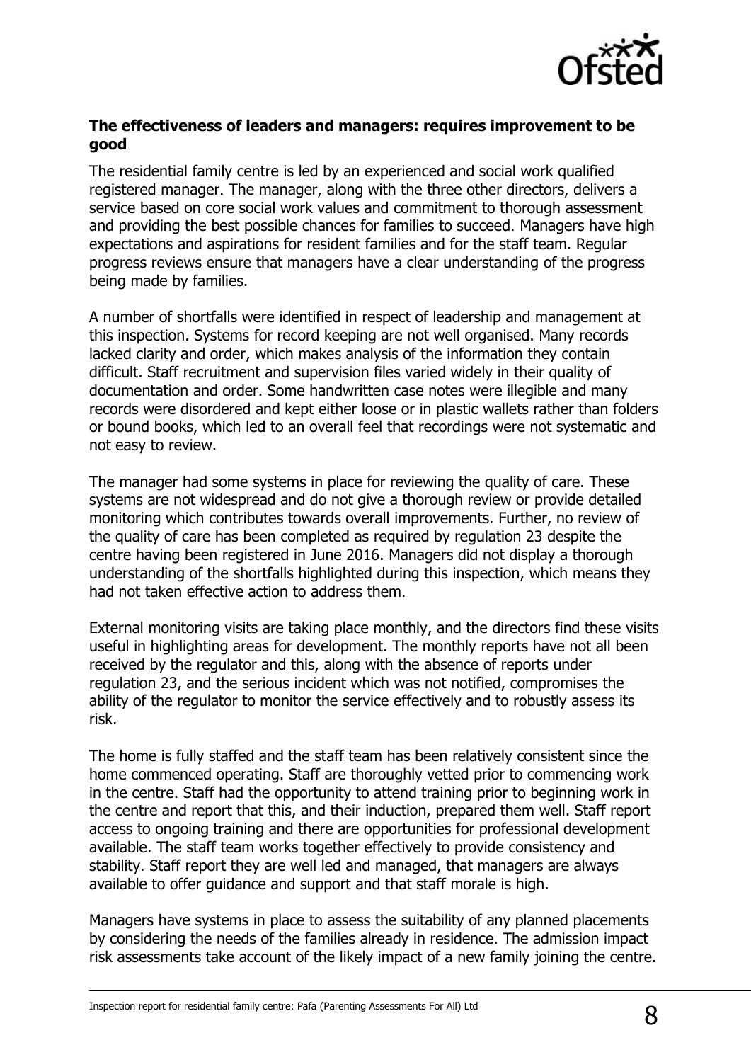**The effectiveness of leaders and managers: requires improvement to be good**

The residential family centre is led by an experienced and social work qualified registered manager. The manager, along with the three other directors, delivers a service based on core social work values and commitment to thorough assessment and providing the best possible chances for families to succeed. Managers have high expectations and aspirations for resident families and for the staff team. Regular progress reviews ensure that managers have a clear understanding of the progress being made by families.

A number of shortfalls were identified in respect of leadership and management at this inspection. Systems for record keeping are not well organised. Many records lacked clarity and order, which makes analysis of the information they contain difficult. Staff recruitment and supervision files varied widely in their quality of documentation and order. Some handwritten case notes were illegible and many records were disordered and kept either loose or in plastic wallets rather than folders or bound books, which led to an overall feel that recordings were not systematic and not easy to review.

The manager had some systems in place for reviewing the quality of care. These systems are not widespread and do not give a thorough review or provide detailed monitoring which contributes towards overall improvements. Further, no review of the quality of care has been completed as required by regulation 23 despite the centre having been registered in June 2016. Managers did not display a thorough understanding of the shortfalls highlighted during this inspection, which means they had not taken effective action to address them.

External monitoring visits are taking place monthly, and the directors find these visits useful in highlighting areas for development. The monthly reports have not all been received by the regulator and this, along with the absence of reports under regulation 23, and the serious incident which was not notified, compromises the ability of the regulator to monitor the service effectively and to robustly assess its risk.

The home is fully staffed and the staff team has been relatively consistent since the home commenced operating. Staff are thoroughly vetted prior to commencing work in the centre. Staff had the opportunity to attend training prior to beginning work in the centre and report that this, and their induction, prepared them well. Staff report access to ongoing training and there are opportunities for professional development available. The staff team works together effectively to provide consistency and stability. Staff report they are well led and managed, that managers are always available to offer guidance and support and that staff morale is high.

Managers have systems in place to assess the suitability of any planned placements by considering the needs of the families already in residence. The admission impact risk assessments take account of the likely impact of a new family joining the centre.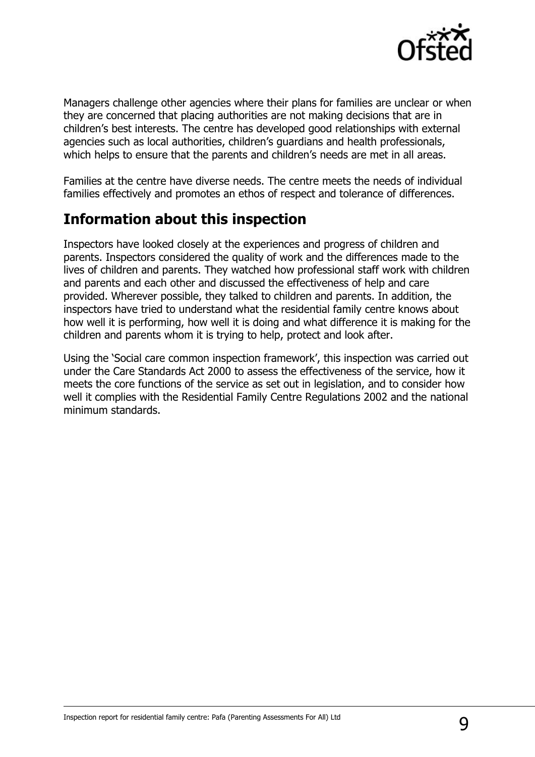Managers challenge other agencies where their plans for families are unclear or when they are concerned that placing authorities are not making decisions that are in children's best interests. The centre has developed good relationships with external agencies such as local authorities, children's guardians and health professionals, which helps to ensure that the parents and children's needs are met in all areas.

Families at the centre have diverse needs. The centre meets the needs of individual families effectively and promotes an ethos of respect and tolerance of differences.

## Information about this inspection

Inspectors have looked closely at the experiences and progress of children and parents. Inspectors considered the quality of work and the differences made to the lives of children and parents. They watched how professional staff work with children and parents and each other and discussed the effectiveness of help and care provided. Wherever possible, they talked to children and parents. In addition, the inspectors have tried to understand what the residential family centre knows about how well it is performing, how well it is doing and what difference it is making for the children and parents whom it is trying to help, protect and look after.

Using the 'Social care common inspection framework', this inspection was carried out under the Care Standards Act 2000 to assess the effectiveness of the service, how it meets the core functions of the service as set out in legislation, and to consider how well it complies with the Residential Family Centre Regulations 2002 and the national minimum standards.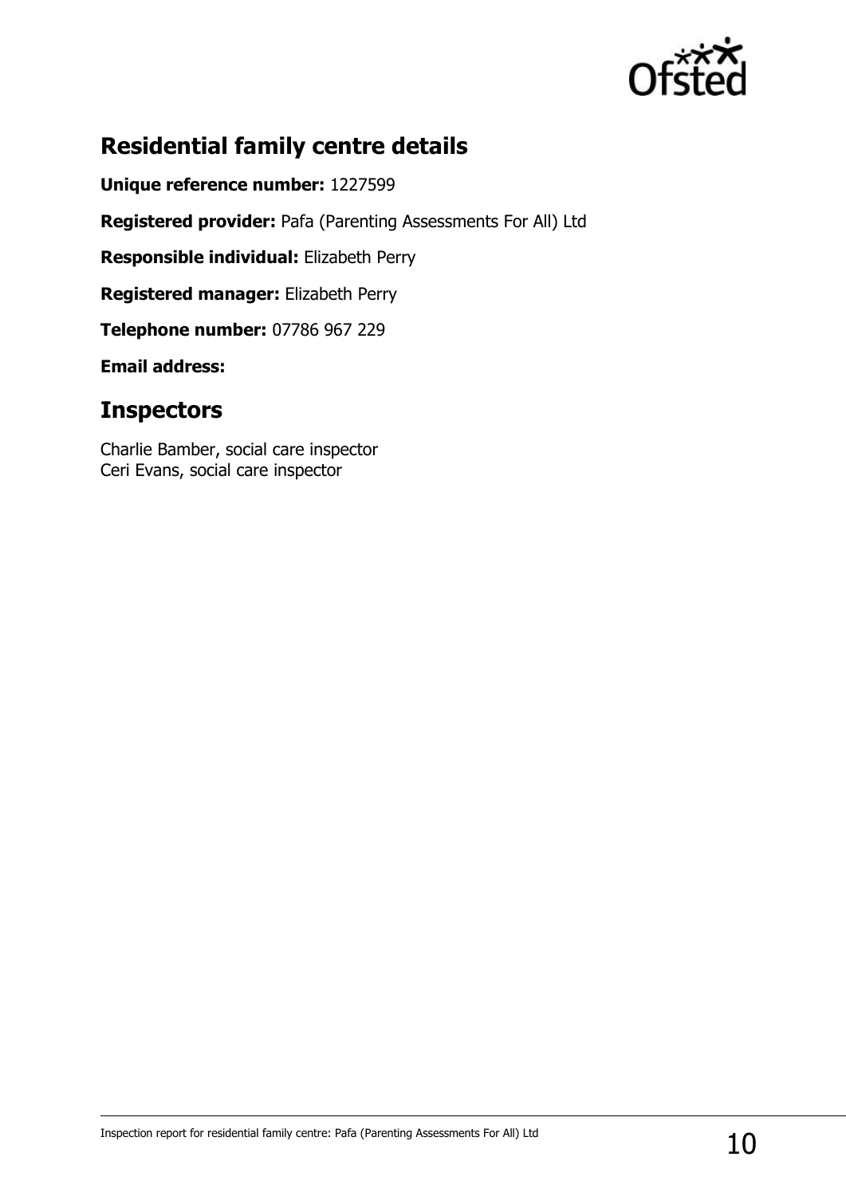## Residential family centre details

**Unique reference number:** 1227599

**Registered provider:** Pafa (Parenting Assessments For All) Ltd

**Responsible individual:** Elizabeth Perry

**Registered manager:** Elizabeth Perry

**Telephone number:** 07786 967 229

**Email address:**

## Inspectors

Charlie Bamber, social care inspector
Ceri Evans, social care inspector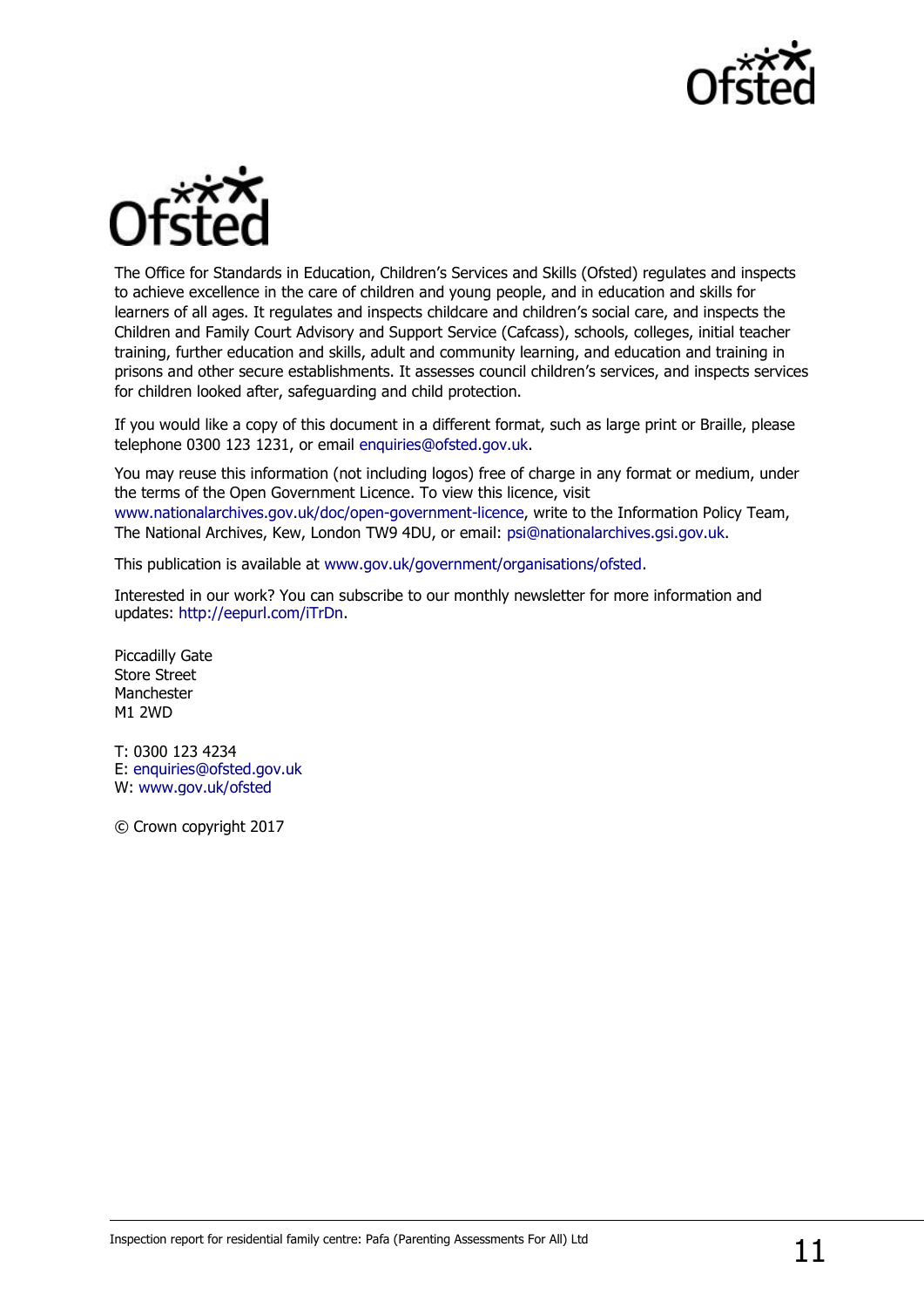The Office for Standards in Education, Children's Services and Skills (Ofsted) regulates and inspects to achieve excellence in the care of children and young people, and in education and skills for learners of all ages. It regulates and inspects childcare and children's social care, and inspects the Children and Family Court Advisory and Support Service (Cafcass), schools, colleges, initial teacher training, further education and skills, adult and community learning, and education and training in prisons and other secure establishments. It assesses council children's services, and inspects services for children looked after, safeguarding and child protection.

If you would like a copy of this document in a different format, such as large print or Braille, please telephone 0300 123 1231, or email enquiries@ofsted.gov.uk.

You may reuse this information (not including logos) free of charge in any format or medium, under the terms of the Open Government Licence. To view this licence, visit www.nationalarchives.gov.uk/doc/open-government-licence, write to the Information Policy Team, The National Archives, Kew, London TW9 4DU, or email: psi@nationalarchives.gsi.gov.uk.

This publication is available at www.gov.uk/government/organisations/ofsted.

Interested in our work? You can subscribe to our monthly newsletter for more information and updates: http://eepurl.com/iTrDn.

Piccadilly Gate
Store Street
Manchester
M1 2WD

T: 0300 123 4234
E: enquiries@ofsted.gov.uk
W: www.gov.uk/ofsted

© Crown copyright 2017